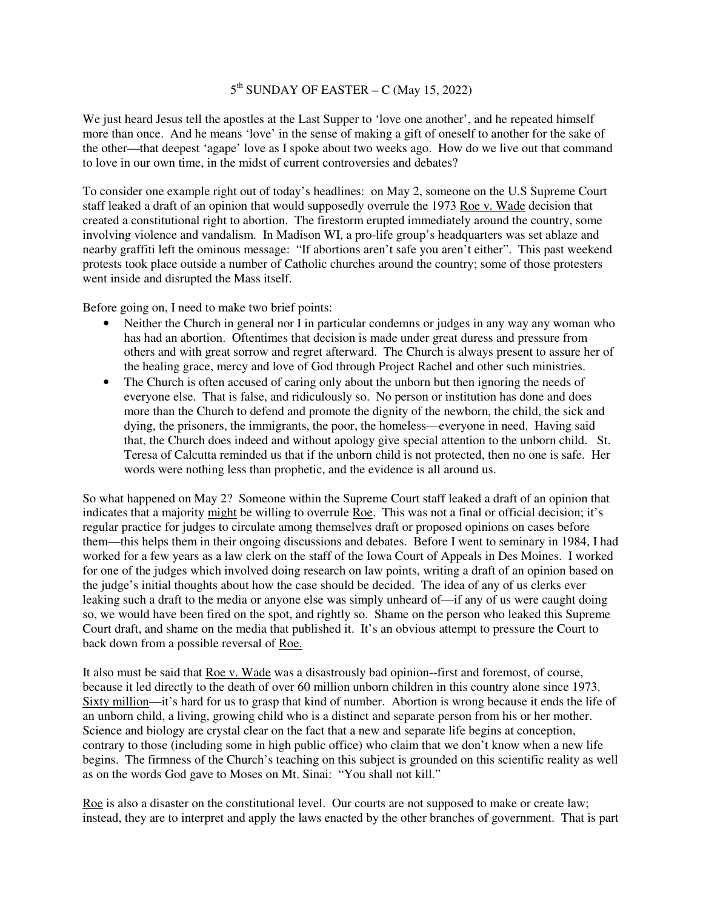# 5th SUNDAY OF EASTER – C (May 15, 2022)

We just heard Jesus tell the apostles at the Last Supper to 'love one another', and he repeated himself more than once. And he means 'love' in the sense of making a gift of oneself to another for the sake of the other—that deepest 'agape' love as I spoke about two weeks ago. How do we live out that command to love in our own time, in the midst of current controversies and debates?

To consider one example right out of today's headlines: on May 2, someone on the U.S Supreme Court staff leaked a draft of an opinion that would supposedly overrule the 1973 Roe v. Wade decision that created a constitutional right to abortion. The firestorm erupted immediately around the country, some involving violence and vandalism. In Madison WI, a pro-life group's headquarters was set ablaze and nearby graffiti left the ominous message: "If abortions aren't safe you aren't either". This past weekend protests took place outside a number of Catholic churches around the country; some of those protesters went inside and disrupted the Mass itself.

Before going on, I need to make two brief points:

- Neither the Church in general nor I in particular condemns or judges in any way any woman who has had an abortion. Oftentimes that decision is made under great duress and pressure from others and with great sorrow and regret afterward. The Church is always present to assure her of the healing grace, mercy and love of God through Project Rachel and other such ministries.
- The Church is often accused of caring only about the unborn but then ignoring the needs of everyone else. That is false, and ridiculously so. No person or institution has done and does more than the Church to defend and promote the dignity of the newborn, the child, the sick and dying, the prisoners, the immigrants, the poor, the homeless—everyone in need. Having said that, the Church does indeed and without apology give special attention to the unborn child. St. Teresa of Calcutta reminded us that if the unborn child is not protected, then no one is safe. Her words were nothing less than prophetic, and the evidence is all around us.

So what happened on May 2? Someone within the Supreme Court staff leaked a draft of an opinion that indicates that a majority might be willing to overrule Roe. This was not a final or official decision; it's regular practice for judges to circulate among themselves draft or proposed opinions on cases before them—this helps them in their ongoing discussions and debates. Before I went to seminary in 1984, I had worked for a few years as a law clerk on the staff of the Iowa Court of Appeals in Des Moines. I worked for one of the judges which involved doing research on law points, writing a draft of an opinion based on the judge's initial thoughts about how the case should be decided. The idea of any of us clerks ever leaking such a draft to the media or anyone else was simply unheard of—if any of us were caught doing so, we would have been fired on the spot, and rightly so. Shame on the person who leaked this Supreme Court draft, and shame on the media that published it. It's an obvious attempt to pressure the Court to back down from a possible reversal of Roe.

It also must be said that Roe v. Wade was a disastrously bad opinion--first and foremost, of course, because it led directly to the death of over 60 million unborn children in this country alone since 1973. Sixty million—it's hard for us to grasp that kind of number. Abortion is wrong because it ends the life of an unborn child, a living, growing child who is a distinct and separate person from his or her mother. Science and biology are crystal clear on the fact that a new and separate life begins at conception, contrary to those (including some in high public office) who claim that we don't know when a new life begins. The firmness of the Church's teaching on this subject is grounded on this scientific reality as well as on the words God gave to Moses on Mt. Sinai: "You shall not kill."

Roe is also a disaster on the constitutional level. Our courts are not supposed to make or create law; instead, they are to interpret and apply the laws enacted by the other branches of government. That is part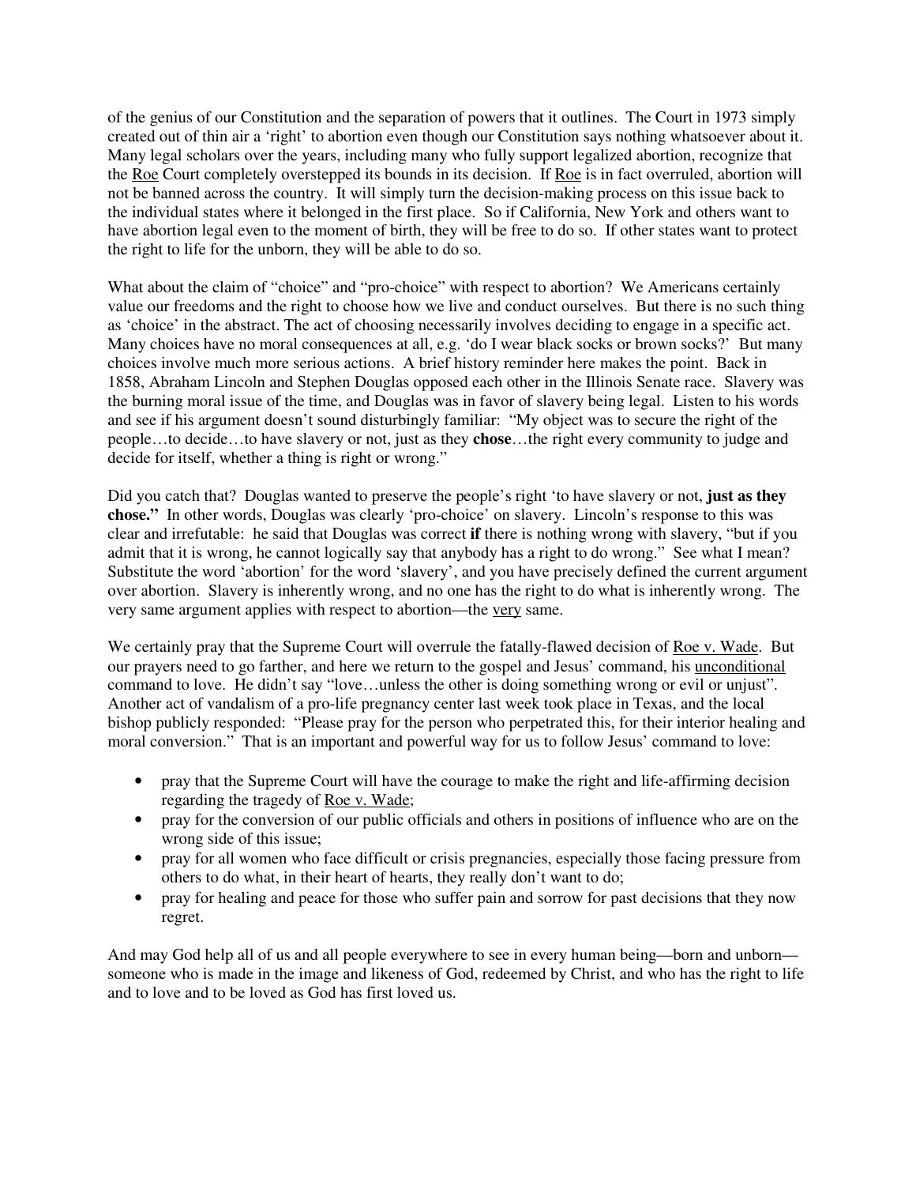of the genius of our Constitution and the separation of powers that it outlines. The Court in 1973 simply created out of thin air a 'right' to abortion even though our Constitution says nothing whatsoever about it. Many legal scholars over the years, including many who fully support legalized abortion, recognize that the Roe Court completely overstepped its bounds in its decision. If Roe is in fact overruled, abortion will not be banned across the country. It will simply turn the decision-making process on this issue back to the individual states where it belonged in the first place. So if California, New York and others want to have abortion legal even to the moment of birth, they will be free to do so. If other states want to protect the right to life for the unborn, they will be able to do so.

What about the claim of "choice" and "pro-choice" with respect to abortion? We Americans certainly value our freedoms and the right to choose how we live and conduct ourselves. But there is no such thing as 'choice' in the abstract. The act of choosing necessarily involves deciding to engage in a specific act. Many choices have no moral consequences at all, e.g. 'do I wear black socks or brown socks?' But many choices involve much more serious actions. A brief history reminder here makes the point. Back in 1858, Abraham Lincoln and Stephen Douglas opposed each other in the Illinois Senate race. Slavery was the burning moral issue of the time, and Douglas was in favor of slavery being legal. Listen to his words and see if his argument doesn't sound disturbingly familiar: "My object was to secure the right of the people…to decide…to have slavery or not, just as they **chose**…the right every community to judge and decide for itself, whether a thing is right or wrong."

Did you catch that? Douglas wanted to preserve the people's right 'to have slavery or not, **just as they chose."** In other words, Douglas was clearly 'pro-choice' on slavery. Lincoln's response to this was clear and irrefutable: he said that Douglas was correct **if** there is nothing wrong with slavery, "but if you admit that it is wrong, he cannot logically say that anybody has a right to do wrong." See what I mean? Substitute the word 'abortion' for the word 'slavery', and you have precisely defined the current argument over abortion. Slavery is inherently wrong, and no one has the right to do what is inherently wrong. The very same argument applies with respect to abortion—the very same.

We certainly pray that the Supreme Court will overrule the fatally-flawed decision of Roe v. Wade. But our prayers need to go farther, and here we return to the gospel and Jesus' command, his unconditional command to love. He didn't say "love…unless the other is doing something wrong or evil or unjust". Another act of vandalism of a pro-life pregnancy center last week took place in Texas, and the local bishop publicly responded: "Please pray for the person who perpetrated this, for their interior healing and moral conversion." That is an important and powerful way for us to follow Jesus' command to love:

- pray that the Supreme Court will have the courage to make the right and life-affirming decision regarding the tragedy of Roe v. Wade;
- pray for the conversion of our public officials and others in positions of influence who are on the wrong side of this issue;
- pray for all women who face difficult or crisis pregnancies, especially those facing pressure from others to do what, in their heart of hearts, they really don't want to do;
- pray for healing and peace for those who suffer pain and sorrow for past decisions that they now regret.

And may God help all of us and all people everywhere to see in every human being—born and unborn—someone who is made in the image and likeness of God, redeemed by Christ, and who has the right to life and to love and to be loved as God has first loved us.